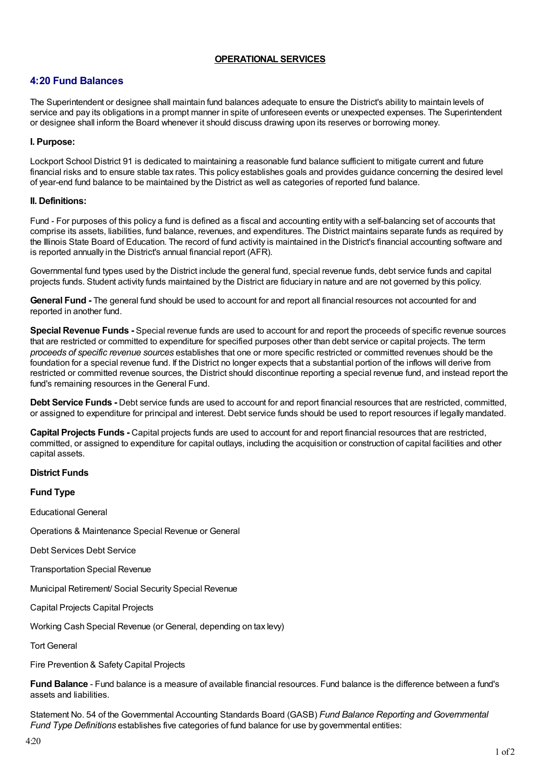**OPERATIONAL SERVICES**

## 4:20 Fund Balances

The Superintendent or designee shall maintain fund balances adequate to ensure the District's ability to maintain levels of service and pay its obligations in a prompt manner in spite of unforeseen events or unexpected expenses. The Superintendent or designee shall inform the Board whenever it should discuss drawing upon its reserves or borrowing money.

### I. Purpose:

Lockport School District 91 is dedicated to maintaining a reasonable fund balance sufficient to mitigate current and future financial risks and to ensure stable tax rates. This policy establishes goals and provides guidance concerning the desired level of year-end fund balance to be maintained by the District as well as categories of reported fund balance.

### II. Definitions:

Fund - For purposes of this policy a fund is defined as a fiscal and accounting entity with a self-balancing set of accounts that comprise its assets, liabilities, fund balance, revenues, and expenditures. The District maintains separate funds as required by the Illinois State Board of Education. The record of fund activity is maintained in the District's financial accounting software and is reported annually in the District's annual financial report (AFR).

Governmental fund types used by the District include the general fund, special revenue funds, debt service funds and capital projects funds. Student activity funds maintained by the District are fiduciary in nature and are not governed by this policy.

**General Fund -** The general fund should be used to account for and report all financial resources not accounted for and reported in another fund.

**Special Revenue Funds -** Special revenue funds are used to account for and report the proceeds of specific revenue sources that are restricted or committed to expenditure for specified purposes other than debt service or capital projects. The term *proceeds of specific revenue sources* establishes that one or more specific restricted or committed revenues should be the foundation for a special revenue fund. If the District no longer expects that a substantial portion of the inflows will derive from restricted or committed revenue sources, the District should discontinue reporting a special revenue fund, and instead report the fund's remaining resources in the General Fund.

**Debt Service Funds -** Debt service funds are used to account for and report financial resources that are restricted, committed, or assigned to expenditure for principal and interest. Debt service funds should be used to report resources if legally mandated.

**Capital Projects Funds -** Capital projects funds are used to account for and report financial resources that are restricted, committed, or assigned to expenditure for capital outlays, including the acquisition or construction of capital facilities and other capital assets.

**District Funds**

**Fund Type**

Educational General

Operations & Maintenance Special Revenue or General

Debt Services Debt Service

Transportation Special Revenue

Municipal Retirement/ Social Security Special Revenue

Capital Projects Capital Projects

Working Cash Special Revenue (or General, depending on tax levy)

Tort General

Fire Prevention & Safety Capital Projects

**Fund Balance** - Fund balance is a measure of available financial resources. Fund balance is the difference between a fund's assets and liabilities.

Statement No. 54 of the Governmental Accounting Standards Board (GASB) *Fund Balance Reporting and Governmental Fund Type Definitions* establishes five categories of fund balance for use by governmental entities: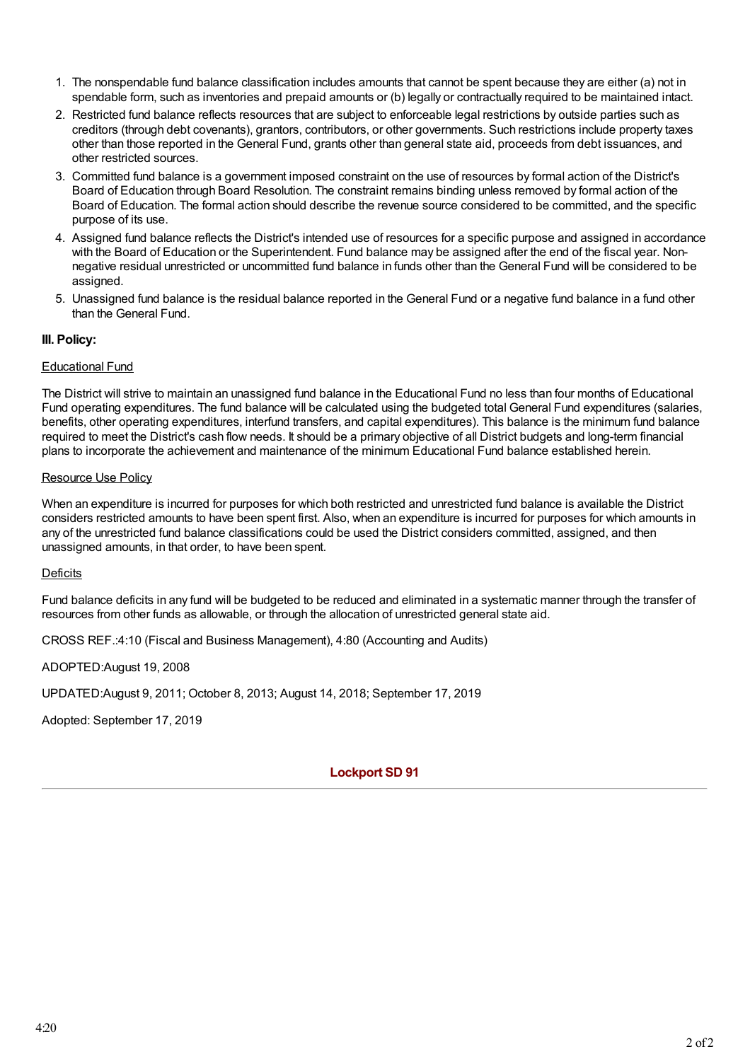1. The nonspendable fund balance classification includes amounts that cannot be spent because they are either (a) not in spendable form, such as inventories and prepaid amounts or (b) legally or contractually required to be maintained intact.
2. Restricted fund balance reflects resources that are subject to enforceable legal restrictions by outside parties such as creditors (through debt covenants), grantors, contributors, or other governments. Such restrictions include property taxes other than those reported in the General Fund, grants other than general state aid, proceeds from debt issuances, and other restricted sources.
3. Committed fund balance is a government imposed constraint on the use of resources by formal action of the District's Board of Education through Board Resolution. The constraint remains binding unless removed by formal action of the Board of Education. The formal action should describe the revenue source considered to be committed, and the specific purpose of its use.
4. Assigned fund balance reflects the District's intended use of resources for a specific purpose and assigned in accordance with the Board of Education or the Superintendent. Fund balance may be assigned after the end of the fiscal year. Non-negative residual unrestricted or uncommitted fund balance in funds other than the General Fund will be considered to be assigned.
5. Unassigned fund balance is the residual balance reported in the General Fund or a negative fund balance in a fund other than the General Fund.

## III. Policy:

Educational Fund

The District will strive to maintain an unassigned fund balance in the Educational Fund no less than four months of Educational Fund operating expenditures. The fund balance will be calculated using the budgeted total General Fund expenditures (salaries, benefits, other operating expenditures, interfund transfers, and capital expenditures). This balance is the minimum fund balance required to meet the District's cash flow needs. It should be a primary objective of all District budgets and long-term financial plans to incorporate the achievement and maintenance of the minimum Educational Fund balance established herein.

Resource Use Policy

When an expenditure is incurred for purposes for which both restricted and unrestricted fund balance is available the District considers restricted amounts to have been spent first. Also, when an expenditure is incurred for purposes for which amounts in any of the unrestricted fund balance classifications could be used the District considers committed, assigned, and then unassigned amounts, in that order, to have been spent.

Deficits

Fund balance deficits in any fund will be budgeted to be reduced and eliminated in a systematic manner through the transfer of resources from other funds as allowable, or through the allocation of unrestricted general state aid.

CROSS REF.:4:10 (Fiscal and Business Management), 4:80 (Accounting and Audits)

ADOPTED:August 19, 2008

UPDATED:August 9, 2011; October 8, 2013; August 14, 2018; September 17, 2019

Adopted: September 17, 2019

**Lockport SD 91**